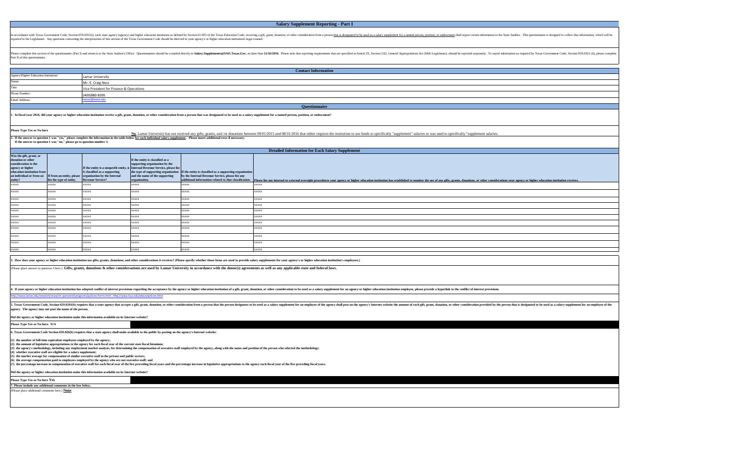# Salary Supplement Reporting - Part I

In accordance with Texas Government Code, Section 659.0201(i), each state agency (agency) and higher education institution as defined by Section 61.003 of the Texas Education Code, receiving a gift, grant, donation, or other consideration from a person that is designated to be used as a salary supplement for a named person, position, or endowment shall report certain information to the State Auditor. This questionnaire is designed to collect that information, which will be reported to the Legislature. Any questions concerning the interpretation of this section of the Texas Government Code should be directed to your agency's or higher education institution's legal counsel.

Please complete this section of the questionnaire (Part I) and return it to the State Auditor's Office. Questionnaires should be e-mailed directly to **Salary.Supplements@SAO.Texas.Gov**, no later than **12/16/2016**. Please note that reporting requirements that are specified in Article IX, Section 3.02, General Appropriations Act (84th Legislature), should be reported separately. To report information as required by Texas Government Code, Section 659.0201 (d), please complete Part II of this questionnaire.

## Contact Information

| | |
|---|---|
| Agency/Higher Education Institution: | Lamar University |
| Name: | Mr. E. Craig Ness |
| Title: | Vice President for Finance & Operations |
| Phone Number: | (409)880-8395 |
| Email Address: | nessec@lamar.edu |

## Questionnaire

**1. In fiscal year 2016, did your agency or higher education institution receive a gift, grant, donation, or other consideration from a person that was designated to be used as a salary supplement for a named person, position, or endowment?**

**Please Type Yes or No here**

No, Lamar University has not received any gifts, grants, and /or donations between 09/01/2015 and 08/31/2016 that either requires the institution to use funds to specifically "supplement" salaries or was used to specifically "supplement salaries.

**2. If the answer to question 1 was "yes," please complete the information in the table below for each individual salary supplement. Please insert additional rows if necessary.**
**If the answer to question 1 was "no," please go to question number 3.**

## Detailed Information for Each Salary Supplement

| Was the gift, grant, or donation or other consideration to the agency or higher education institution from an individual or from an entity? | If from an entity, please list the type of entity. | If the entity is a nonprofit entity, is it classified as a supporting organization by the Internal Revenue Service? | If the entity is classified as a supporting organization by the Internal Revenue Service, please list the type of supporting organization and the name of the supporting organization. | If the entity is classified as a supporting organization by the Internal Revenue Service, please list any additional information related to that classification. | Please list any internal or external oversight procedures your agency or higher education institution has established to monitor the use of any gifts, grants, donations, or other considerations your agency or higher education institution receives. |
|---|---|---|---|---|---|
| xxxxx | xxxxx | xxxxx | xxxxx | xxxxx | xxxxx |
| xxxxx | xxxxx | xxxxx | xxxxx | xxxxx | xxxxx |
| xxxxx | xxxxx | xxxxx | xxxxx | xxxxx | xxxxx |
| xxxxx | xxxxx | xxxxx | xxxxx | xxxxx | xxxxx |
| xxxxx | xxxxx | xxxxx | xxxxx | xxxxx | xxxxx |
| xxxxx | xxxxx | xxxxx | xxxxx | xxxxx | xxxxx |
| xxxxx | xxxxx | xxxxx | xxxxx | xxxxx | xxxxx |
| xxxxx | xxxxx | xxxxx | xxxxx | xxxxx | xxxxx |
| xxxxx | xxxxx | xxxxx | xxxxx | xxxxx | xxxxx |
| xxxxx | xxxxx | xxxxx | xxxxx | xxxxx | xxxxx |
| xxxxx | xxxxx | xxxxx | xxxxx | xxxxx | xxxxx |

**3. How does your agency or higher education institution use gifts, grants, donations, and other considerations it receives? (Please specify whether those items are used to provide salary supplements for your agency's or higher education institution's employees.)**

(Please place answer to question 3 here.) **Gifts, grants, donations & other considerations are used by Lamar University in accordance with the donor(s) agreements as well as any applicable state and federal laws.**

**4. If your agency or higher education institution has adopted conflict of interest provisions regarding the acceptance by the agency or higher education institution of a gift, grant, donation, or other consideration to be used as a salary supplement for an agency or higher education institution employee, please provide a hyperlink to the conflict of interest provisions.**

http://www.lamar.edu/research/research-sponsored-programs/policies-forms.html ; http://www.tsus.edu/about/policies.html

**5. Texas Government Code, Section 659.0201(b) requires that a state agency that accepts a gift, grant, donation, or other consideration from a person that the person designates to be used as a salary supplement for an employee of the agency shall post on the agency's Internet website the amount of each gift, grant, donation, or other consideration provided by the person that is designated to be used as a salary supplement for an employee of the agency. The agency may not post the name of the person.**

**Did the agency or higher education institution make this information available on its Internet website?**

**Please Type Yes or No here. N/A**

**6. Texas Government Code Section 659.026(b) requires that a state agency shall make available to the public by posting on the agency's Internet website:**

**(1) the number of full-time equivalent employees employed by the agency;**
**(2) the amount of legislative appropriations to the agency for each fiscal year of the current state fiscal biennium;**
**(3) the agency's methodology, including any employment market analysis, for determining the compensation of executive staff employed by the agency, along with the name and position of the person who selected the methodology;**
**(4) whether executive staff are eligible for a salary supplement;**
**(5) the market average for compensation of similar executive staff in the private and public sectors;**
**(6) the average compensation paid to employees employed by the agency who are not executive staff; and**
**(7) the percentage increase in compensation of executive staff for each fiscal year of the five preceding fiscal years and the percentage increase in legislative appropriations to the agency each fiscal year of the five preceding fiscal years.**

**Did the agency or higher education institution make this information available on its Internet website?**

**Please Type Yes or No here Yes**

**7. Please include any additional comments in the box below.**

(Please place additional comments here.) **None**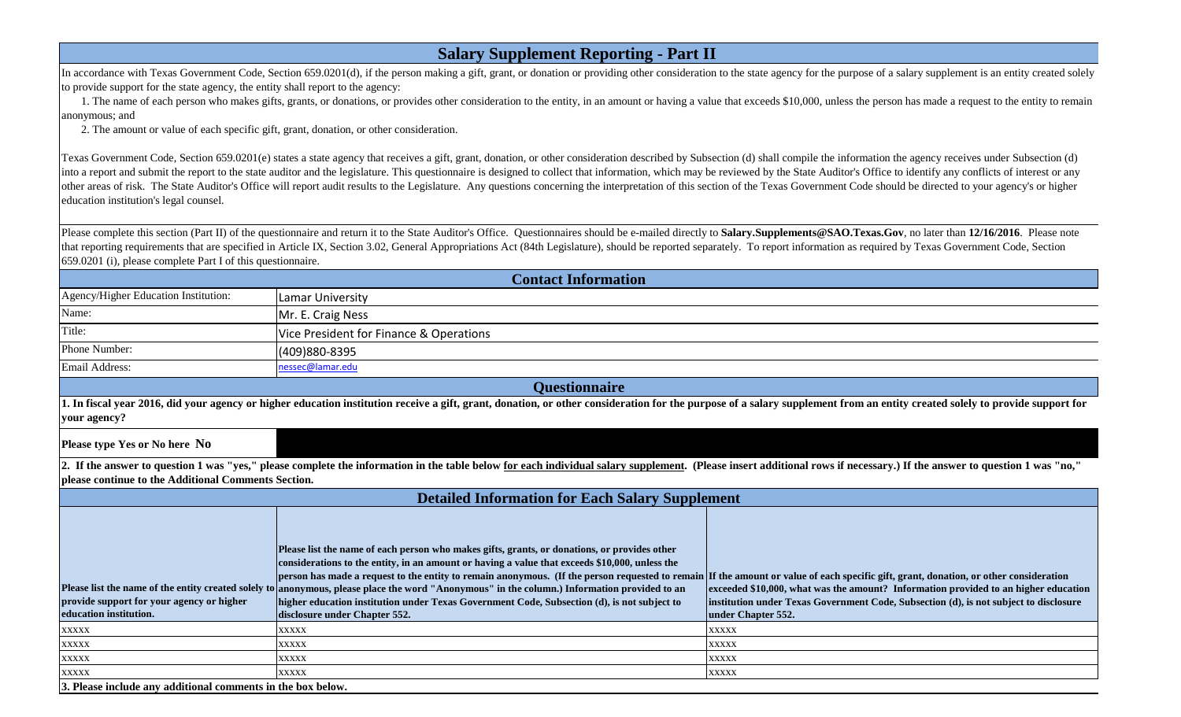# Salary Supplement Reporting - Part II

In accordance with Texas Government Code, Section 659.0201(d), if the person making a gift, grant, or donation or providing other consideration to the state agency for the purpose of a salary supplement is an entity created solely to provide support for the state agency, the entity shall report to the agency:

1. The name of each person who makes gifts, grants, or donations, or provides other consideration to the entity, in an amount or having a value that exceeds $10,000, unless the person has made a request to the entity to remain anonymous; and
2. The amount or value of each specific gift, grant, donation, or other consideration.

Texas Government Code, Section 659.0201(e) states a state agency that receives a gift, grant, donation, or other consideration described by Subsection (d) shall compile the information the agency receives under Subsection (d) into a report and submit the report to the state auditor and the legislature. This questionnaire is designed to collect that information, which may be reviewed by the State Auditor's Office to identify any conflicts of interest or any other areas of risk. The State Auditor's Office will report audit results to the Legislature. Any questions concerning the interpretation of this section of the Texas Government Code should be directed to your agency's or higher education institution's legal counsel.

Please complete this section (Part II) of the questionnaire and return it to the State Auditor's Office. Questionnaires should be e-mailed directly to **Salary.Supplements@SAO.Texas.Gov**, no later than **12/16/2016**. Please note that reporting requirements that are specified in Article IX, Section 3.02, General Appropriations Act (84th Legislature), should be reported separately. To report information as required by Texas Government Code, Section 659.0201 (i), please complete Part I of this questionnaire.

## Contact Information

| | |
|---|---|
| Agency/Higher Education Institution: | Lamar University |
| Name: | Mr. E. Craig Ness |
| Title: | Vice President for Finance & Operations |
| Phone Number: | (409)880-8395 |
| Email Address: | nessec@lamar.edu |

## Questionnaire

**1. In fiscal year 2016, did your agency or higher education institution receive a gift, grant, donation, or other consideration for the purpose of a salary supplement from an entity created solely to provide support for your agency?**

**Please type Yes or No here No**

**2. If the answer to question 1 was "yes," please complete the information in the table below for each individual salary supplement. (Please insert additional rows if necessary.) If the answer to question 1 was "no," please continue to the Additional Comments Section.**

## Detailed Information for Each Salary Supplement

| Please list the name of the entity created solely to provide support for your agency or higher education institution. | Please list the name of each person who makes gifts, grants, or donations, or provides other considerations to the entity, in an amount or having a value that exceeds $10,000, unless the person has made a request to the entity to remain anonymous. (If the person requested to remain anonymous, please place the word "Anonymous" in the column.) Information provided to an higher education institution under Texas Government Code, Subsection (d), is not subject to disclosure under Chapter 552. | If the amount or value of each specific gift, grant, donation, or other consideration exceeded $10,000, what was the amount? Information provided to an higher education institution under Texas Government Code, Subsection (d), is not subject to disclosure under Chapter 552. |
|---|---|---|
| xxxxx | xxxxx | xxxxx |
| xxxxx | xxxxx | xxxxx |
| xxxxx | xxxxx | xxxxx |
| xxxxx | xxxxx | xxxxx |

**3. Please include any additional comments in the box below.**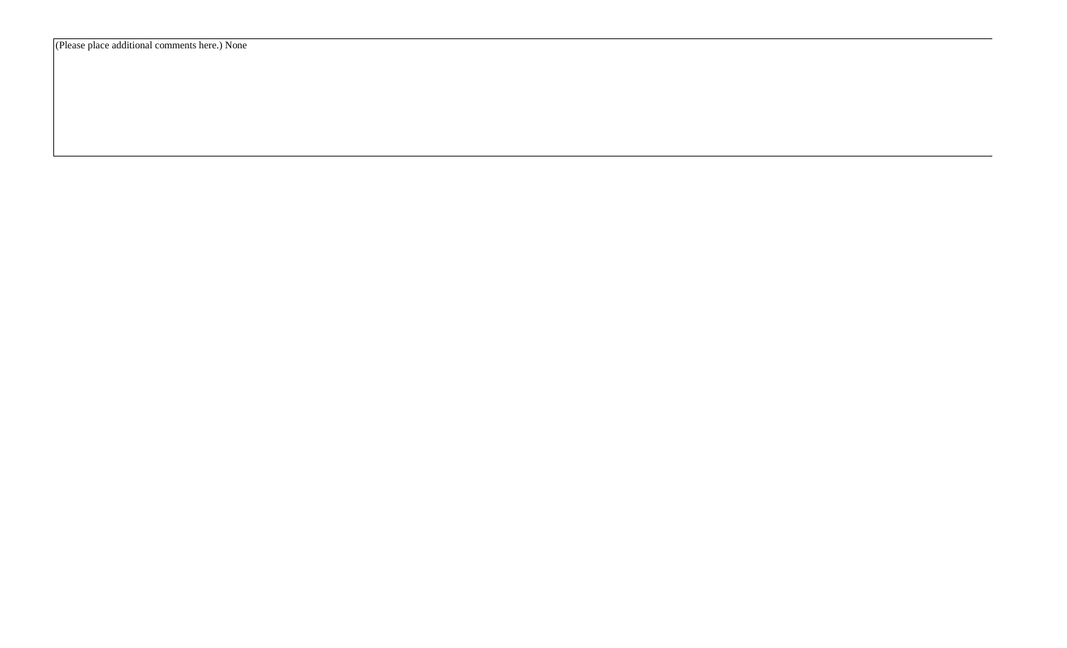(Please place additional comments here.) None